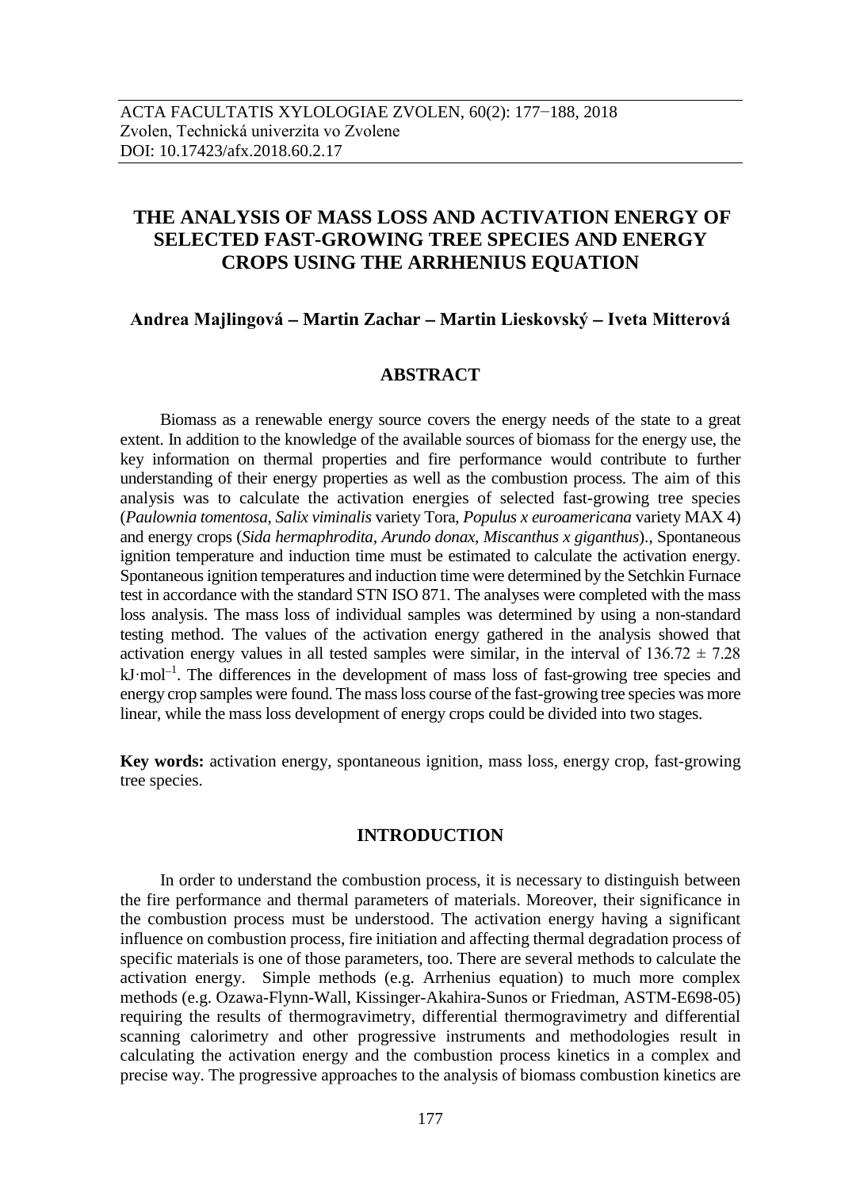ACTA FACULTATIS XYLOLOGIAE ZVOLEN, 60(2): 177−188, 2018
Zvolen, Technická univerzita vo Zvolene
DOI: 10.17423/afx.2018.60.2.17

# THE ANALYSIS OF MASS LOSS AND ACTIVATION ENERGY OF SELECTED FAST-GROWING TREE SPECIES AND ENERGY CROPS USING THE ARRHENIUS EQUATION

**Andrea Majlingová – Martin Zachar – Martin Lieskovský – Iveta Mitterová**

## ABSTRACT

Biomass as a renewable energy source covers the energy needs of the state to a great extent. In addition to the knowledge of the available sources of biomass for the energy use, the key information on thermal properties and fire performance would contribute to further understanding of their energy properties as well as the combustion process. The aim of this analysis was to calculate the activation energies of selected fast-growing tree species (*Paulownia tomentosa*, *Salix viminalis* variety Tora, *Populus x euroamericana* variety MAX 4) and energy crops (*Sida hermaphrodita*, *Arundo donax*, *Miscanthus x giganthus*)., Spontaneous ignition temperature and induction time must be estimated to calculate the activation energy. Spontaneous ignition temperatures and induction time were determined by the Setchkin Furnace test in accordance with the standard STN ISO 871. The analyses were completed with the mass loss analysis. The mass loss of individual samples was determined by using a non-standard testing method. The values of the activation energy gathered in the analysis showed that activation energy values in all tested samples were similar, in the interval of $136.72 \pm 7.28$ $kJ \cdot mol^{-1}$. The differences in the development of mass loss of fast-growing tree species and energy crop samples were found. The mass loss course of the fast-growing tree species was more linear, while the mass loss development of energy crops could be divided into two stages.

**Key words:** activation energy, spontaneous ignition, mass loss, energy crop, fast-growing tree species.

## INTRODUCTION

In order to understand the combustion process, it is necessary to distinguish between the fire performance and thermal parameters of materials. Moreover, their significance in the combustion process must be understood. The activation energy having a significant influence on combustion process, fire initiation and affecting thermal degradation process of specific materials is one of those parameters, too. There are several methods to calculate the activation energy. Simple methods (e.g. Arrhenius equation) to much more complex methods (e.g. Ozawa-Flynn-Wall, Kissinger-Akahira-Sunos or Friedman, ASTM-E698-05) requiring the results of thermogravimetry, differential thermogravimetry and differential scanning calorimetry and other progressive instruments and methodologies result in calculating the activation energy and the combustion process kinetics in a complex and precise way. The progressive approaches to the analysis of biomass combustion kinetics are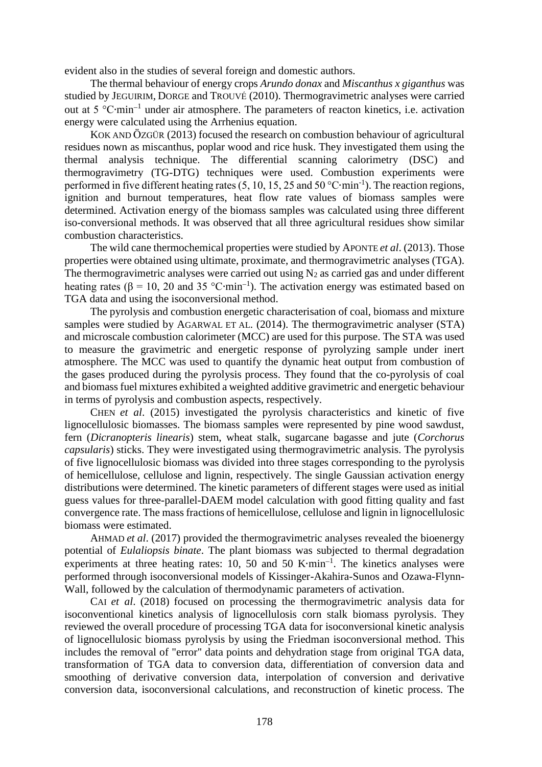evident also in the studies of several foreign and domestic authors.

The thermal behaviour of energy crops *Arundo donax* and *Miscanthus x giganthus* was studied by JEGUIRIM, DORGE and TROUVÉ (2010). Thermogravimetric analyses were carried out at 5 °C·min$^{-1}$ under air atmosphere. The parameters of reacton kinetics, i.e. activation energy were calculated using the Arrhenius equation.

KOK AND ÖZGÜR (2013) focused the research on combustion behaviour of agricultural residues nown as miscanthus, poplar wood and rice husk. They investigated them using the thermal analysis technique. The differential scanning calorimetry (DSC) and thermogravimetry (TG-DTG) techniques were used. Combustion experiments were performed in five different heating rates (5, 10, 15, 25 and 50 °C·min$^{-1}$). The reaction regions, ignition and burnout temperatures, heat flow rate values of biomass samples were determined. Activation energy of the biomass samples was calculated using three different iso-conversional methods. It was observed that all three agricultural residues show similar combustion characteristics.

The wild cane thermochemical properties were studied by APONTE *et al*. (2013). Those properties were obtained using ultimate, proximate, and thermogravimetric analyses (TGA). The thermogravimetric analyses were carried out using $N_2$ as carried gas and under different heating rates ($\beta$ = 10, 20 and 35 °C·min$^{-1}$). The activation energy was estimated based on TGA data and using the isoconversional method.

The pyrolysis and combustion energetic characterisation of coal, biomass and mixture samples were studied by AGARWAL ET AL. (2014). The thermogravimetric analyser (STA) and microscale combustion calorimeter (MCC) are used for this purpose. The STA was used to measure the gravimetric and energetic response of pyrolyzing sample under inert atmosphere. The MCC was used to quantify the dynamic heat output from combustion of the gases produced during the pyrolysis process. They found that the co-pyrolysis of coal and biomass fuel mixtures exhibited a weighted additive gravimetric and energetic behaviour in terms of pyrolysis and combustion aspects, respectively.

CHEN *et al*. (2015) investigated the pyrolysis characteristics and kinetic of five lignocellulosic biomasses. The biomass samples were represented by pine wood sawdust, fern (*Dicranopteris linearis*) stem, wheat stalk, sugarcane bagasse and jute (*Corchorus capsularis*) sticks. They were investigated using thermogravimetric analysis. The pyrolysis of five lignocellulosic biomass was divided into three stages corresponding to the pyrolysis of hemicellulose, cellulose and lignin, respectively. The single Gaussian activation energy distributions were determined. The kinetic parameters of different stages were used as initial guess values for three-parallel-DAEM model calculation with good fitting quality and fast convergence rate. The mass fractions of hemicellulose, cellulose and lignin in lignocellulosic biomass were estimated.

AHMAD *et al*. (2017) provided the thermogravimetric analyses revealed the bioenergy potential of *Eulaliopsis binate*. The plant biomass was subjected to thermal degradation experiments at three heating rates: 10, 50 and 50 K·min$^{-1}$. The kinetics analyses were performed through isoconversional models of Kissinger-Akahira-Sunos and Ozawa-Flynn-Wall, followed by the calculation of thermodynamic parameters of activation.

CAI *et al*. (2018) focused on processing the thermogravimetric analysis data for isoconventional kinetics analysis of lignocellulosis corn stalk biomass pyrolysis. They reviewed the overall procedure of processing TGA data for isoconversional kinetic analysis of lignocellulosic biomass pyrolysis by using the Friedman isoconversional method. This includes the removal of "error" data points and dehydration stage from original TGA data, transformation of TGA data to conversion data, differentiation of conversion data and smoothing of derivative conversion data, interpolation of conversion and derivative conversion data, isoconversional calculations, and reconstruction of kinetic process. The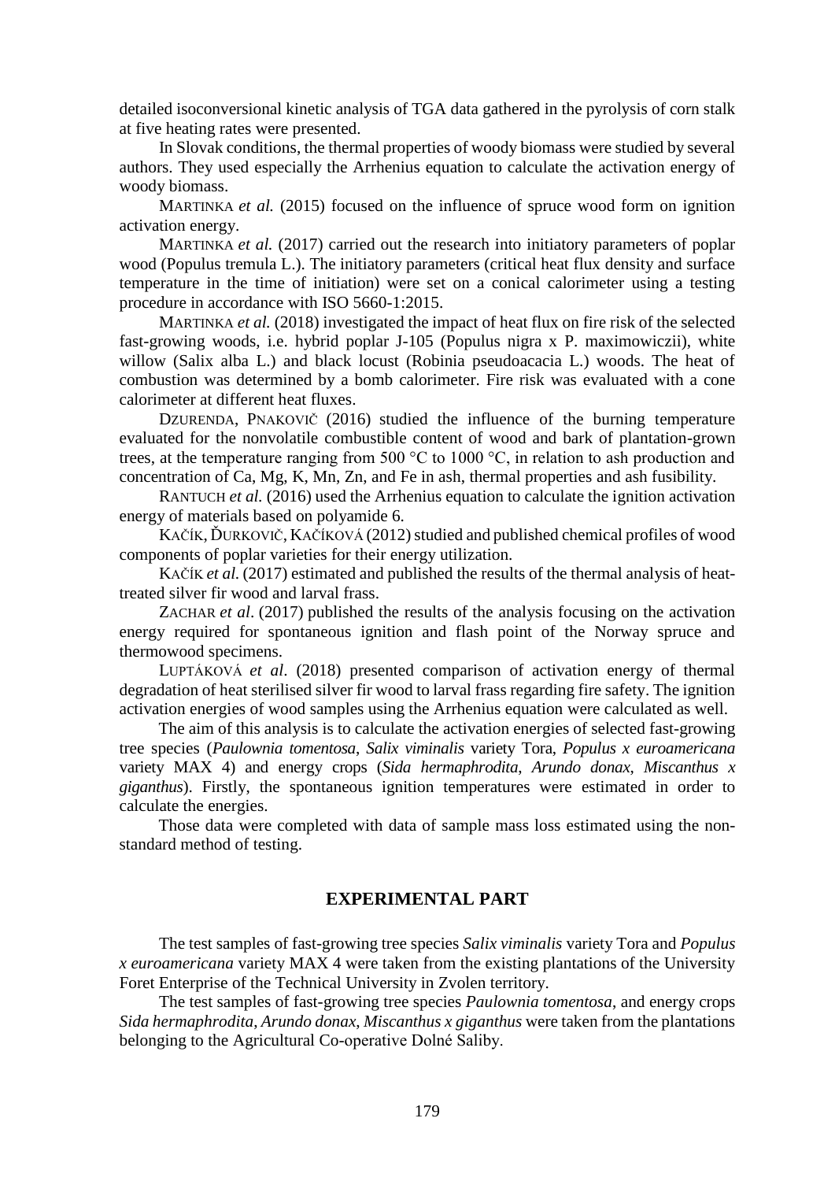detailed isoconversional kinetic analysis of TGA data gathered in the pyrolysis of corn stalk at five heating rates were presented.

In Slovak conditions, the thermal properties of woody biomass were studied by several authors. They used especially the Arrhenius equation to calculate the activation energy of woody biomass.

MARTINKA *et al.* (2015) focused on the influence of spruce wood form on ignition activation energy.

MARTINKA *et al.* (2017) carried out the research into initiatory parameters of poplar wood (Populus tremula L.). The initiatory parameters (critical heat flux density and surface temperature in the time of initiation) were set on a conical calorimeter using a testing procedure in accordance with ISO 5660-1:2015.

MARTINKA *et al.* (2018) investigated the impact of heat flux on fire risk of the selected fast-growing woods, i.e. hybrid poplar J-105 (Populus nigra x P. maximowiczii), white willow (Salix alba L.) and black locust (Robinia pseudoacacia L.) woods. The heat of combustion was determined by a bomb calorimeter. Fire risk was evaluated with a cone calorimeter at different heat fluxes.

DZURENDA, PNAKOVIČ (2016) studied the influence of the burning temperature evaluated for the nonvolatile combustible content of wood and bark of plantation-grown trees, at the temperature ranging from 500 °C to 1000 °C, in relation to ash production and concentration of Ca, Mg, K, Mn, Zn, and Fe in ash, thermal properties and ash fusibility.

RANTUCH *et al.* (2016) used the Arrhenius equation to calculate the ignition activation energy of materials based on polyamide 6.

KAČÍK, ĎURKOVIČ, KAČÍKOVÁ (2012) studied and published chemical profiles of wood components of poplar varieties for their energy utilization.

KAČÍK *et al.* (2017) estimated and published the results of the thermal analysis of heat-treated silver fir wood and larval frass.

ZACHAR *et al*. (2017) published the results of the analysis focusing on the activation energy required for spontaneous ignition and flash point of the Norway spruce and thermowood specimens.

LUPTÁKOVÁ *et al*. (2018) presented comparison of activation energy of thermal degradation of heat sterilised silver fir wood to larval frass regarding fire safety. The ignition activation energies of wood samples using the Arrhenius equation were calculated as well.

The aim of this analysis is to calculate the activation energies of selected fast-growing tree species (*Paulownia tomentosa*, *Salix viminalis* variety Tora, *Populus x euroamericana* variety MAX 4) and energy crops (*Sida hermaphrodita*, *Arundo donax*, *Miscanthus x giganthus*). Firstly, the spontaneous ignition temperatures were estimated in order to calculate the energies.

Those data were completed with data of sample mass loss estimated using the non-standard method of testing.

## EXPERIMENTAL PART

The test samples of fast-growing tree species *Salix viminalis* variety Tora and *Populus x euroamericana* variety MAX 4 were taken from the existing plantations of the University Foret Enterprise of the Technical University in Zvolen territory.

The test samples of fast-growing tree species *Paulownia tomentosa*, and energy crops *Sida hermaphrodita*, *Arundo donax*, *Miscanthus x giganthus* were taken from the plantations belonging to the Agricultural Co-operative Dolné Saliby.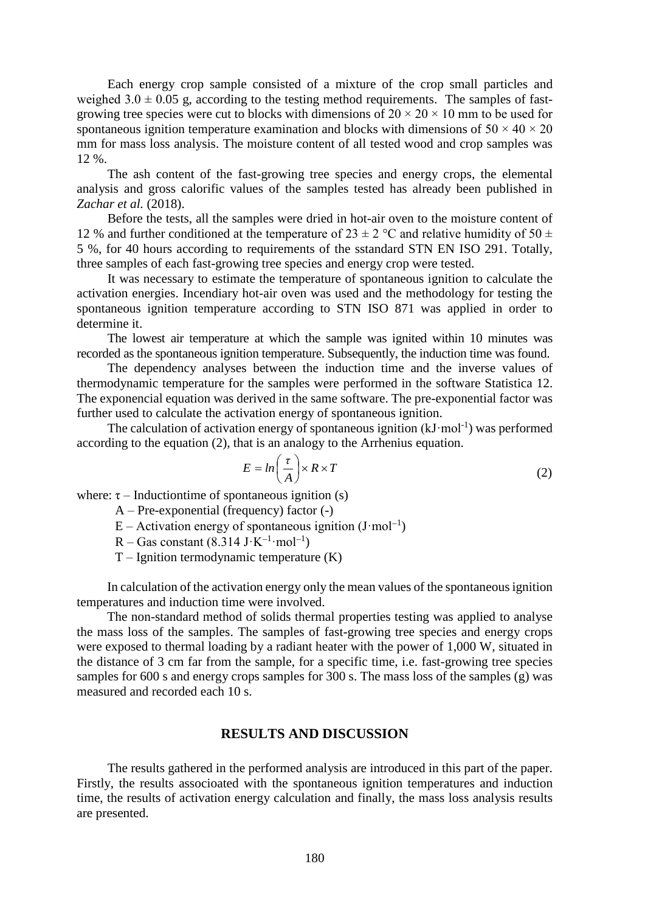Each energy crop sample consisted of a mixture of the crop small particles and weighed $3.0 \pm 0.05$ g, according to the testing method requirements. The samples of fast-growing tree species were cut to blocks with dimensions of $20 \times 20 \times 10$ mm to be used for spontaneous ignition temperature examination and blocks with dimensions of $50 \times 40 \times 20$ mm for mass loss analysis. The moisture content of all tested wood and crop samples was 12 %.

The ash content of the fast-growing tree species and energy crops, the elemental analysis and gross calorific values of the samples tested has already been published in *Zachar et al.* (2018).

Before the tests, all the samples were dried in hot-air oven to the moisture content of 12 % and further conditioned at the temperature of $23 \pm 2$ °C and relative humidity of $50 \pm 5$ %, for 40 hours according to requirements of the sstandard STN EN ISO 291. Totally, three samples of each fast-growing tree species and energy crop were tested.

It was necessary to estimate the temperature of spontaneous ignition to calculate the activation energies. Incendiary hot-air oven was used and the methodology for testing the spontaneous ignition temperature according to STN ISO 871 was applied in order to determine it.

The lowest air temperature at which the sample was ignited within 10 minutes was recorded as the spontaneous ignition temperature. Subsequently, the induction time was found.

The dependency analyses between the induction time and the inverse values of thermodynamic temperature for the samples were performed in the software Statistica 12. The exponencial equation was derived in the same software. The pre-exponential factor was further used to calculate the activation energy of spontaneous ignition.

The calculation of activation energy of spontaneous ignition (kJ·mol$^{-1}$) was performed according to the equation (2), that is an analogy to the Arrhenius equation.

$$E = ln\left(\frac{\tau}{A}\right) \times R \times T \tag{2}$$

where: $\tau$ – Inductiontime of spontaneous ignition (s)

A – Pre-exponential (frequency) factor (-)

E – Activation energy of spontaneous ignition (J·mol$^{-1}$)

R – Gas constant (8.314 J·K$^{-1}$·mol$^{-1}$)

T – Ignition termodynamic temperature (K)

In calculation of the activation energy only the mean values of the spontaneous ignition temperatures and induction time were involved.

The non-standard method of solids thermal properties testing was applied to analyse the mass loss of the samples. The samples of fast-growing tree species and energy crops were exposed to thermal loading by a radiant heater with the power of 1,000 W, situated in the distance of 3 cm far from the sample, for a specific time, i.e. fast-growing tree species samples for 600 s and energy crops samples for 300 s. The mass loss of the samples (g) was measured and recorded each 10 s.

## RESULTS AND DISCUSSION

The results gathered in the performed analysis are introduced in this part of the paper. Firstly, the results associoated with the spontaneous ignition temperatures and induction time, the results of activation energy calculation and finally, the mass loss analysis results are presented.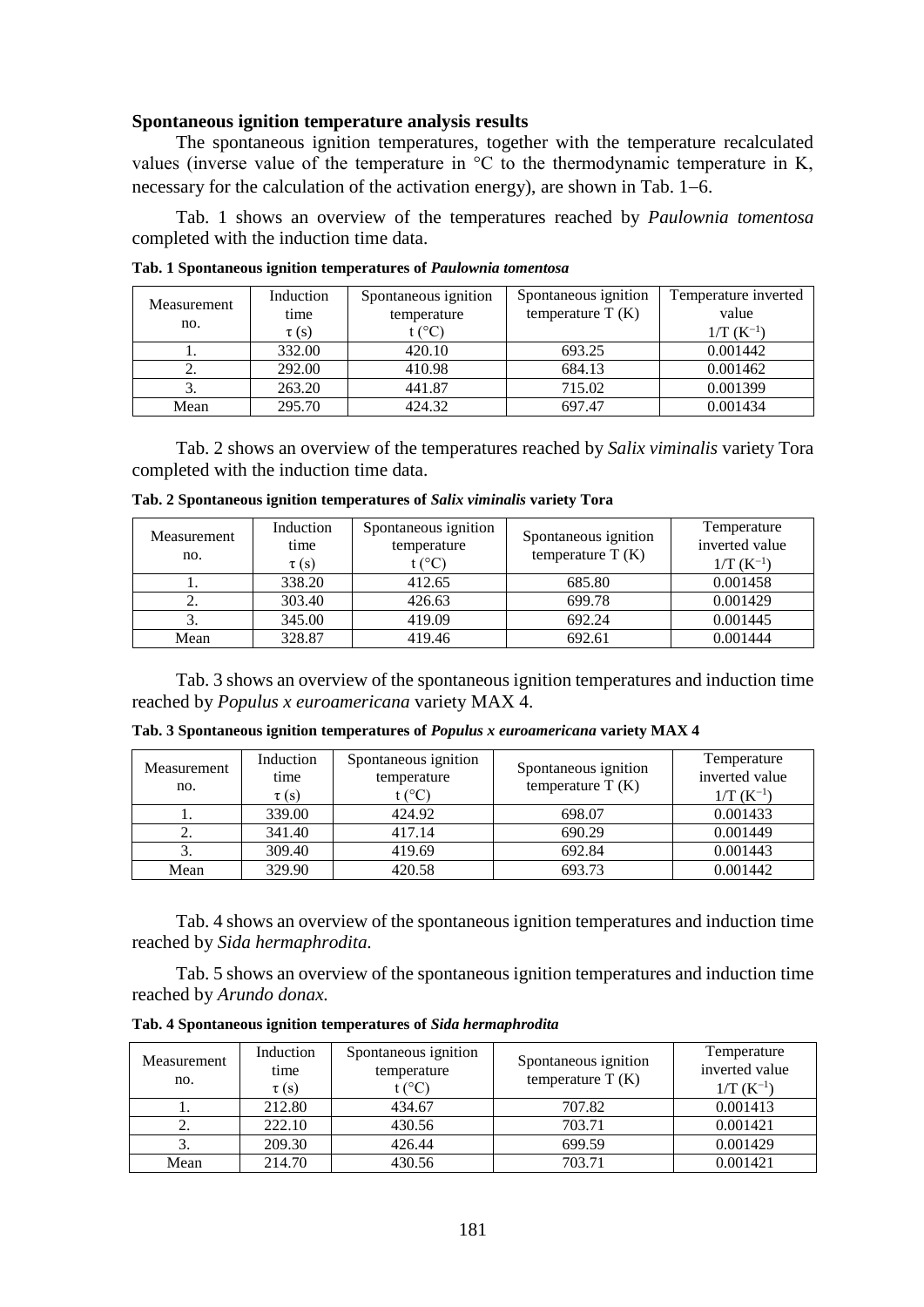**Spontaneous ignition temperature analysis results**

The spontaneous ignition temperatures, together with the temperature recalculated values (inverse value of the temperature in °C to the thermodynamic temperature in K, necessary for the calculation of the activation energy), are shown in Tab. 1–6.

Tab. 1 shows an overview of the temperatures reached by *Paulownia tomentosa* completed with the induction time data.

**Tab. 1 Spontaneous ignition temperatures of *Paulownia tomentosa***

| Measurement no. | Induction time $\tau$ (s) | Spontaneous ignition temperature t (°C) | Spontaneous ignition temperature T (K) | Temperature inverted value 1/T ($K^{-1}$) |
|---|---|---|---|---|
| 1. | 332.00 | 420.10 | 693.25 | 0.001442 |
| 2. | 292.00 | 410.98 | 684.13 | 0.001462 |
| 3. | 263.20 | 441.87 | 715.02 | 0.001399 |
| Mean | 295.70 | 424.32 | 697.47 | 0.001434 |

Tab. 2 shows an overview of the temperatures reached by *Salix viminalis* variety Tora completed with the induction time data.

**Tab. 2 Spontaneous ignition temperatures of *Salix viminalis* variety Tora**

| Measurement no. | Induction time $\tau$ (s) | Spontaneous ignition temperature t (°C) | Spontaneous ignition temperature T (K) | Temperature inverted value 1/T ($K^{-1}$) |
|---|---|---|---|---|
| 1. | 338.20 | 412.65 | 685.80 | 0.001458 |
| 2. | 303.40 | 426.63 | 699.78 | 0.001429 |
| 3. | 345.00 | 419.09 | 692.24 | 0.001445 |
| Mean | 328.87 | 419.46 | 692.61 | 0.001444 |

Tab. 3 shows an overview of the spontaneous ignition temperatures and induction time reached by *Populus x euroamericana* variety MAX 4.

**Tab. 3 Spontaneous ignition temperatures of *Populus x euroamericana* variety MAX 4**

| Measurement no. | Induction time $\tau$ (s) | Spontaneous ignition temperature t (°C) | Spontaneous ignition temperature T (K) | Temperature inverted value 1/T ($K^{-1}$) |
|---|---|---|---|---|
| 1. | 339.00 | 424.92 | 698.07 | 0.001433 |
| 2. | 341.40 | 417.14 | 690.29 | 0.001449 |
| 3. | 309.40 | 419.69 | 692.84 | 0.001443 |
| Mean | 329.90 | 420.58 | 693.73 | 0.001442 |

Tab. 4 shows an overview of the spontaneous ignition temperatures and induction time reached by *Sida hermaphrodita.*

Tab. 5 shows an overview of the spontaneous ignition temperatures and induction time reached by *Arundo donax.*

**Tab. 4 Spontaneous ignition temperatures of *Sida hermaphrodita***

| Measurement no. | Induction time $\tau$ (s) | Spontaneous ignition temperature t (°C) | Spontaneous ignition temperature T (K) | Temperature inverted value 1/T ($K^{-1}$) |
|---|---|---|---|---|
| 1. | 212.80 | 434.67 | 707.82 | 0.001413 |
| 2. | 222.10 | 430.56 | 703.71 | 0.001421 |
| 3. | 209.30 | 426.44 | 699.59 | 0.001429 |
| Mean | 214.70 | 430.56 | 703.71 | 0.001421 |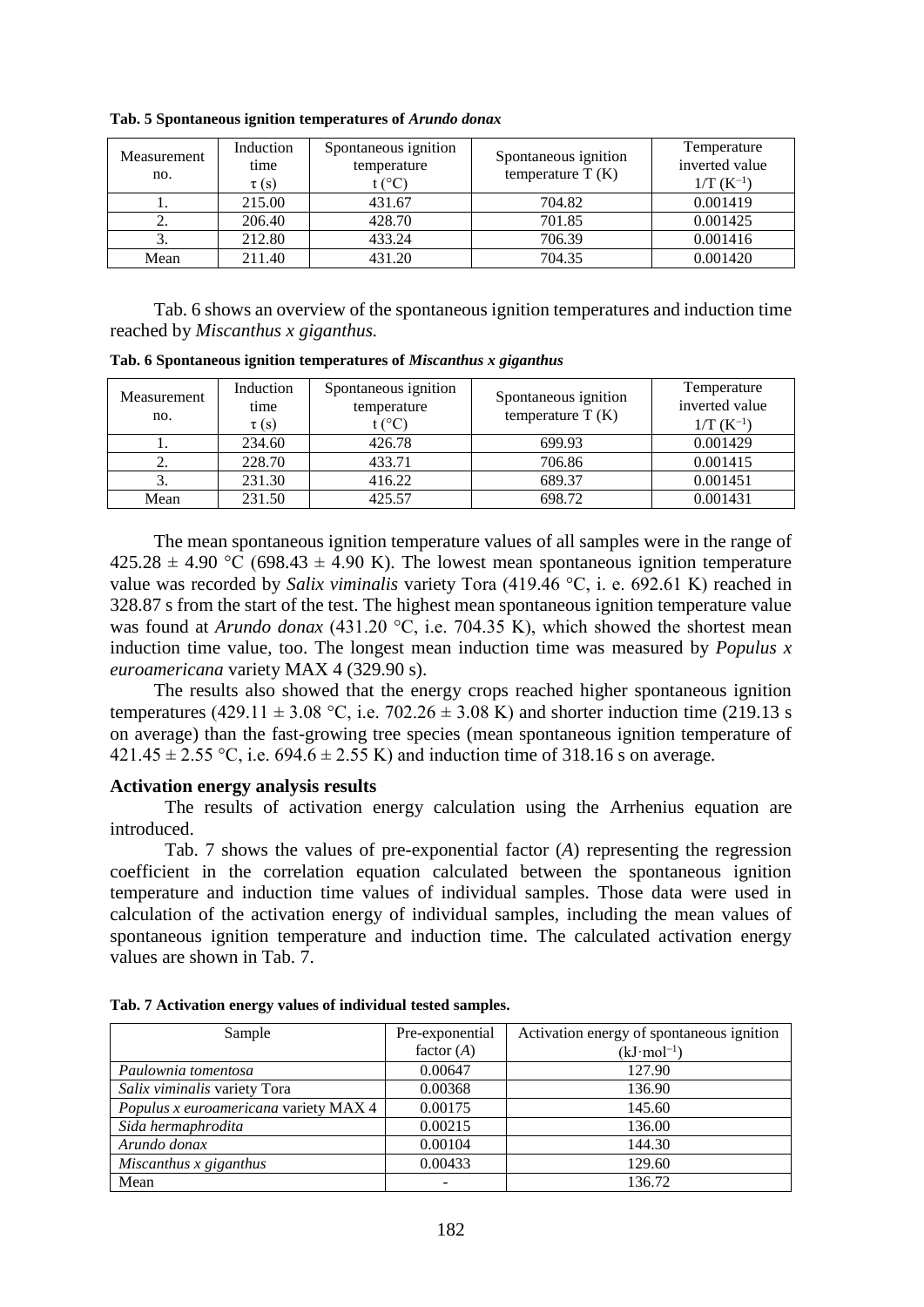**Tab. 5 Spontaneous ignition temperatures of *Arundo donax***

| Measurement no. | Induction time τ (s) | Spontaneous ignition temperature t (°C) | Spontaneous ignition temperature T (K) | Temperature inverted value 1/T ($K^{-1}$) |
|---|---|---|---|---|
| 1. | 215.00 | 431.67 | 704.82 | 0.001419 |
| 2. | 206.40 | 428.70 | 701.85 | 0.001425 |
| 3. | 212.80 | 433.24 | 706.39 | 0.001416 |
| Mean | 211.40 | 431.20 | 704.35 | 0.001420 |

Tab. 6 shows an overview of the spontaneous ignition temperatures and induction time reached by *Miscanthus x giganthus.*

**Tab. 6 Spontaneous ignition temperatures of *Miscanthus x giganthus***

| Measurement no. | Induction time τ (s) | Spontaneous ignition temperature t (°C) | Spontaneous ignition temperature T (K) | Temperature inverted value 1/T ($K^{-1}$) |
|---|---|---|---|---|
| 1. | 234.60 | 426.78 | 699.93 | 0.001429 |
| 2. | 228.70 | 433.71 | 706.86 | 0.001415 |
| 3. | 231.30 | 416.22 | 689.37 | 0.001451 |
| Mean | 231.50 | 425.57 | 698.72 | 0.001431 |

The mean spontaneous ignition temperature values of all samples were in the range of 425.28 ± 4.90 °C (698.43 ± 4.90 K). The lowest mean spontaneous ignition temperature value was recorded by *Salix viminalis* variety Tora (419.46 °C, i. e. 692.61 K) reached in 328.87 s from the start of the test. The highest mean spontaneous ignition temperature value was found at *Arundo donax* (431.20 °C, i.e. 704.35 K), which showed the shortest mean induction time value, too. The longest mean induction time was measured by *Populus x euroamericana* variety MAX 4 (329.90 s).

The results also showed that the energy crops reached higher spontaneous ignition temperatures (429.11 ± 3.08 °C, i.e. 702.26 ± 3.08 K) and shorter induction time (219.13 s on average) than the fast-growing tree species (mean spontaneous ignition temperature of 421.45 ± 2.55 °C, i.e. 694.6 ± 2.55 K) and induction time of 318.16 s on average.

### Activation energy analysis results

The results of activation energy calculation using the Arrhenius equation are introduced.

Tab. 7 shows the values of pre-exponential factor (*A*) representing the regression coefficient in the correlation equation calculated between the spontaneous ignition temperature and induction time values of individual samples. Those data were used in calculation of the activation energy of individual samples, including the mean values of spontaneous ignition temperature and induction time. The calculated activation energy values are shown in Tab. 7.

**Tab. 7 Activation energy values of individual tested samples.**

| Sample | Pre-exponential factor (*A*) | Activation energy of spontaneous ignition ($kJ \cdot mol^{-1}$) |
|---|---|---|
| *Paulownia tomentosa* | 0.00647 | 127.90 |
| *Salix viminalis* variety Tora | 0.00368 | 136.90 |
| *Populus x euroamericana* variety MAX 4 | 0.00175 | 145.60 |
| *Sida hermaphrodita* | 0.00215 | 136.00 |
| *Arundo donax* | 0.00104 | 144.30 |
| *Miscanthus x giganthus* | 0.00433 | 129.60 |
| Mean | - | 136.72 |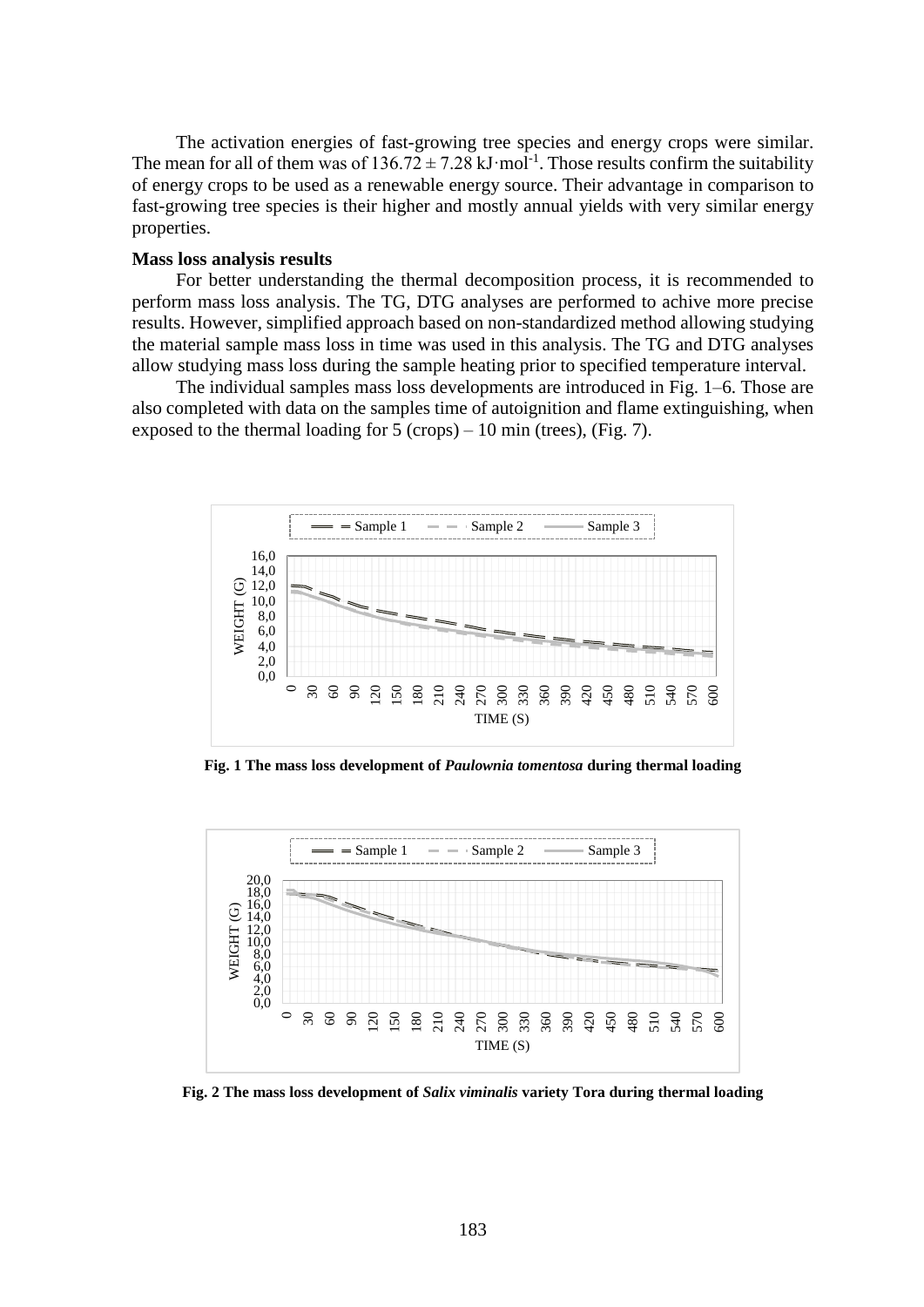The activation energies of fast-growing tree species and energy crops were similar. The mean for all of them was of $136.72 \pm 7.28$ kJ·mol$^{-1}$. Those results confirm the suitability of energy crops to be used as a renewable energy source. Their advantage in comparison to fast-growing tree species is their higher and mostly annual yields with very similar energy properties.

**Mass loss analysis results**

For better understanding the thermal decomposition process, it is recommended to perform mass loss analysis. The TG, DTG analyses are performed to achive more precise results. However, simplified approach based on non-standardized method allowing studying the material sample mass loss in time was used in this analysis. The TG and DTG analyses allow studying mass loss during the sample heating prior to specified temperature interval.

The individual samples mass loss developments are introduced in Fig. 1–6. Those are also completed with data on the samples time of autoignition and flame extinguishing, when exposed to the thermal loading for 5 (crops) – 10 min (trees), (Fig. 7).

**Fig. 1 The mass loss development of *Paulownia tomentosa* during thermal loading**

**Fig. 2 The mass loss development of *Salix viminalis* variety Tora during thermal loading**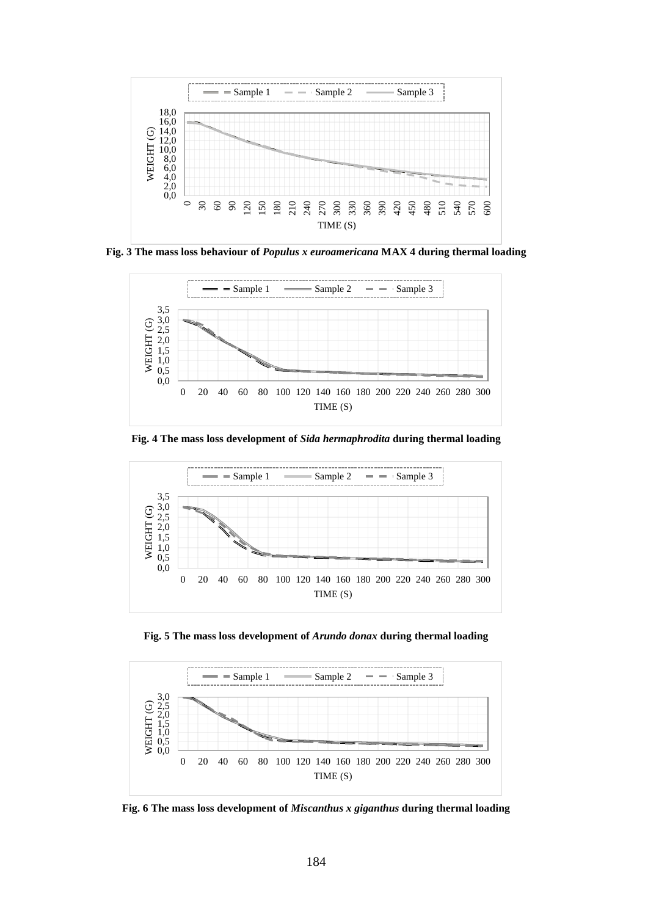**Fig. 3 The mass loss behaviour of *Populus x euroamericana* MAX 4 during thermal loading**

**Fig. 4 The mass loss development of *Sida hermaphrodita* during thermal loading**

**Fig. 5 The mass loss development of *Arundo donax* during thermal loading**

**Fig. 6 The mass loss development of *Miscanthus x giganthus* during thermal loading**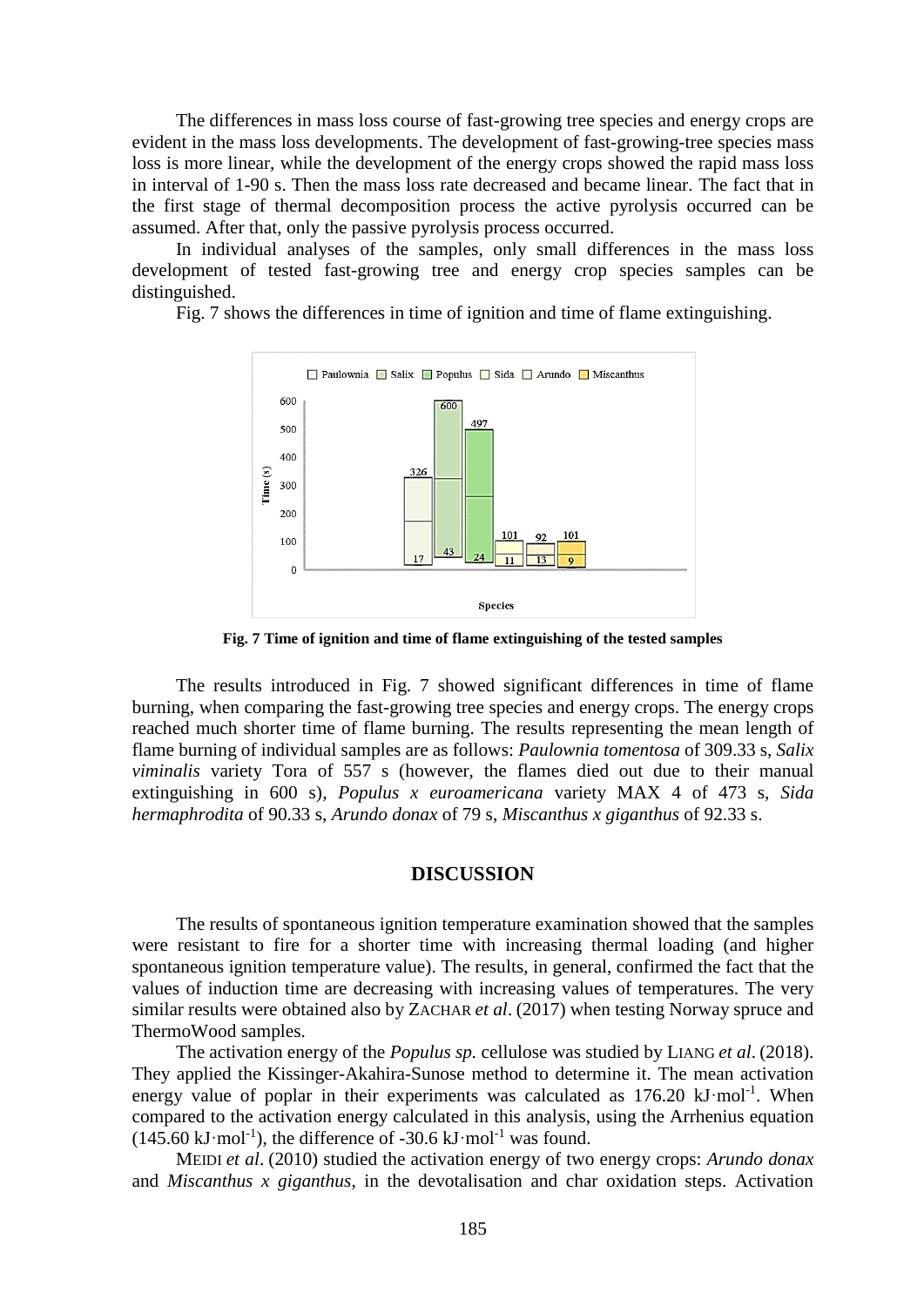The differences in mass loss course of fast-growing tree species and energy crops are evident in the mass loss developments. The development of fast-growing-tree species mass loss is more linear, while the development of the energy crops showed the rapid mass loss in interval of 1-90 s. Then the mass loss rate decreased and became linear. The fact that in the first stage of thermal decomposition process the active pyrolysis occurred can be assumed. After that, only the passive pyrolysis process occurred.

In individual analyses of the samples, only small differences in the mass loss development of tested fast-growing tree and energy crop species samples can be distinguished.

Fig. 7 shows the differences in time of ignition and time of flame extinguishing.

**Fig. 7 Time of ignition and time of flame extinguishing of the tested samples**

The results introduced in Fig. 7 showed significant differences in time of flame burning, when comparing the fast-growing tree species and energy crops. The energy crops reached much shorter time of flame burning. The results representing the mean length of flame burning of individual samples are as follows: *Paulownia tomentosa* of 309.33 s, *Salix viminalis* variety Tora of 557 s (however, the flames died out due to their manual extinguishing in 600 s), *Populus x euroamericana* variety MAX 4 of 473 s, *Sida hermaphrodita* of 90.33 s, *Arundo donax* of 79 s, *Miscanthus x giganthus* of 92.33 s.

## DISCUSSION

The results of spontaneous ignition temperature examination showed that the samples were resistant to fire for a shorter time with increasing thermal loading (and higher spontaneous ignition temperature value). The results, in general, confirmed the fact that the values of induction time are decreasing with increasing values of temperatures. The very similar results were obtained also by ZACHAR *et al*. (2017) when testing Norway spruce and ThermoWood samples.

The activation energy of the *Populus sp.* cellulose was studied by LIANG *et al*. (2018). They applied the Kissinger-Akahira-Sunose method to determine it. The mean activation energy value of poplar in their experiments was calculated as 176.20 $kJ \cdot mol^{-1}$. When compared to the activation energy calculated in this analysis, using the Arrhenius equation (145.60 $kJ \cdot mol^{-1}$), the difference of -30.6 $kJ \cdot mol^{-1}$ was found.

MEIDI *et al*. (2010) studied the activation energy of two energy crops: *Arundo donax* and *Miscanthus x giganthus*, in the devotalisation and char oxidation steps. Activation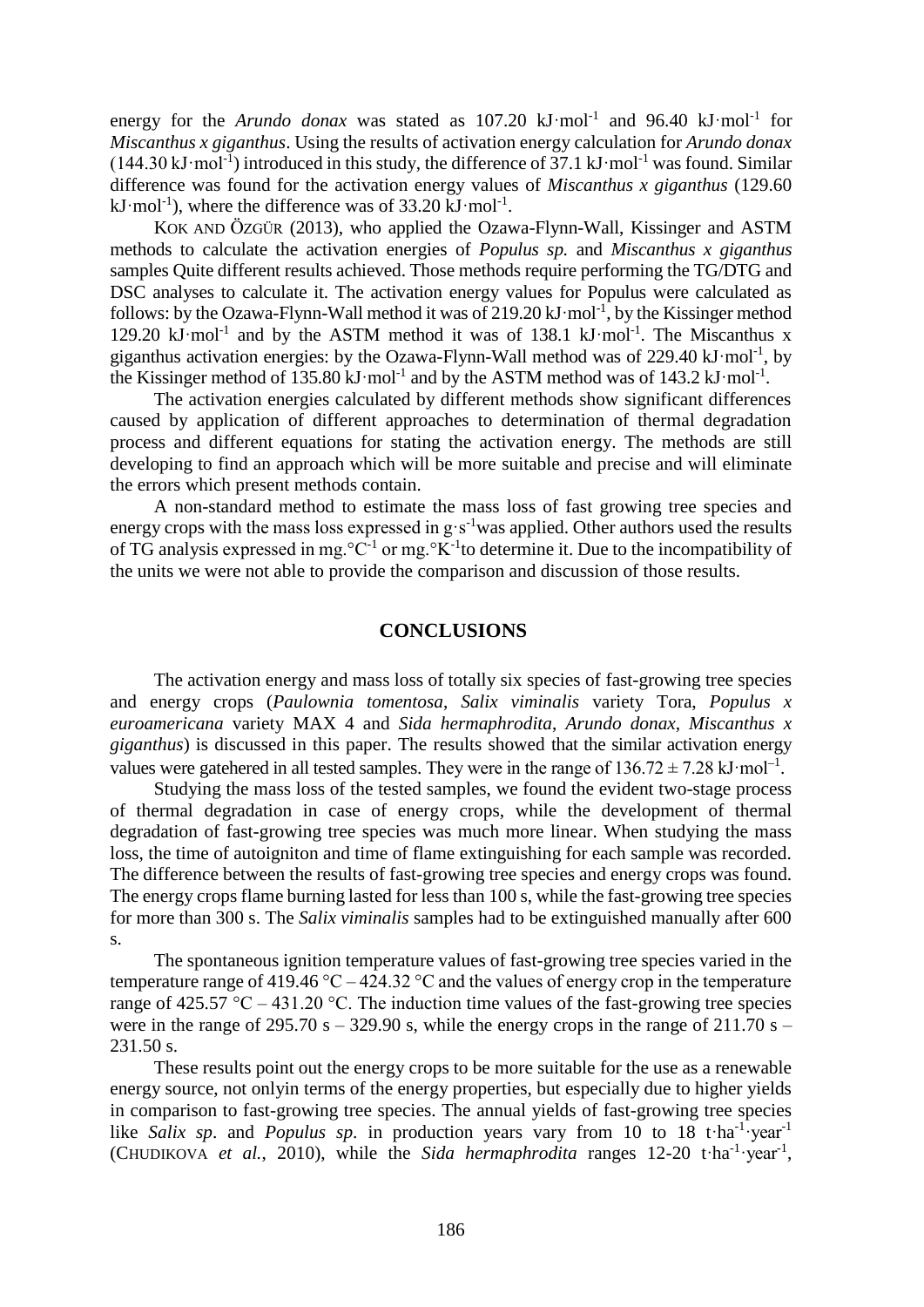energy for the *Arundo donax* was stated as 107.20 kJ·mol$^{-1}$ and 96.40 kJ·mol$^{-1}$ for *Miscanthus x giganthus*. Using the results of activation energy calculation for *Arundo donax* (144.30 kJ·mol$^{-1}$) introduced in this study, the difference of 37.1 kJ·mol$^{-1}$ was found. Similar difference was found for the activation energy values of *Miscanthus x giganthus* (129.60 kJ·mol$^{-1}$), where the difference was of 33.20 kJ·mol$^{-1}$.

KOK AND ÖZGÜR (2013), who applied the Ozawa-Flynn-Wall, Kissinger and ASTM methods to calculate the activation energies of *Populus sp.* and *Miscanthus x giganthus* samples Quite different results achieved. Those methods require performing the TG/DTG and DSC analyses to calculate it. The activation energy values for Populus were calculated as follows: by the Ozawa-Flynn-Wall method it was of 219.20 kJ·mol$^{-1}$, by the Kissinger method 129.20 kJ·mol$^{-1}$ and by the ASTM method it was of 138.1 kJ·mol$^{-1}$. The Miscanthus x giganthus activation energies: by the Ozawa-Flynn-Wall method was of 229.40 kJ·mol$^{-1}$, by the Kissinger method of 135.80 kJ·mol$^{-1}$ and by the ASTM method was of 143.2 kJ·mol$^{-1}$.

The activation energies calculated by different methods show significant differences caused by application of different approaches to determination of thermal degradation process and different equations for stating the activation energy. The methods are still developing to find an approach which will be more suitable and precise and will eliminate the errors which present methods contain.

A non-standard method to estimate the mass loss of fast growing tree species and energy crops with the mass loss expressed in g·s$^{-1}$was applied. Other authors used the results of TG analysis expressed in mg.°C$^{-1}$ or mg.°K$^{-1}$to determine it. Due to the incompatibility of the units we were not able to provide the comparison and discussion of those results.

## CONCLUSIONS

The activation energy and mass loss of totally six species of fast-growing tree species and energy crops (*Paulownia tomentosa*, *Salix viminalis* variety Tora, *Populus x euroamericana* variety MAX 4 and *Sida hermaphrodita*, *Arundo donax*, *Miscanthus x giganthus*) is discussed in this paper. The results showed that the similar activation energy values were gatehered in all tested samples. They were in the range of $136.72 \pm 7.28$ kJ·mol$^{-1}$.

Studying the mass loss of the tested samples, we found the evident two-stage process of thermal degradation in case of energy crops, while the development of thermal degradation of fast-growing tree species was much more linear. When studying the mass loss, the time of autoigniton and time of flame extinguishing for each sample was recorded. The difference between the results of fast-growing tree species and energy crops was found. The energy crops flame burning lasted for less than 100 s, while the fast-growing tree species for more than 300 s. The *Salix viminalis* samples had to be extinguished manually after 600 s.

The spontaneous ignition temperature values of fast-growing tree species varied in the temperature range of 419.46 °C – 424.32 °C and the values of energy crop in the temperature range of 425.57 °C – 431.20 °C. The induction time values of the fast-growing tree species were in the range of 295.70 s – 329.90 s, while the energy crops in the range of 211.70 s – 231.50 s.

These results point out the energy crops to be more suitable for the use as a renewable energy source, not onlyin terms of the energy properties, but especially due to higher yields in comparison to fast-growing tree species. The annual yields of fast-growing tree species like *Salix sp*. and *Populus sp*. in production years vary from 10 to 18 t·ha$^{-1}$·year$^{-1}$ (CHUDIKOVA *et al.,* 2010), while the *Sida hermaphrodita* ranges 12-20 t·ha$^{-1}$·year$^{-1}$,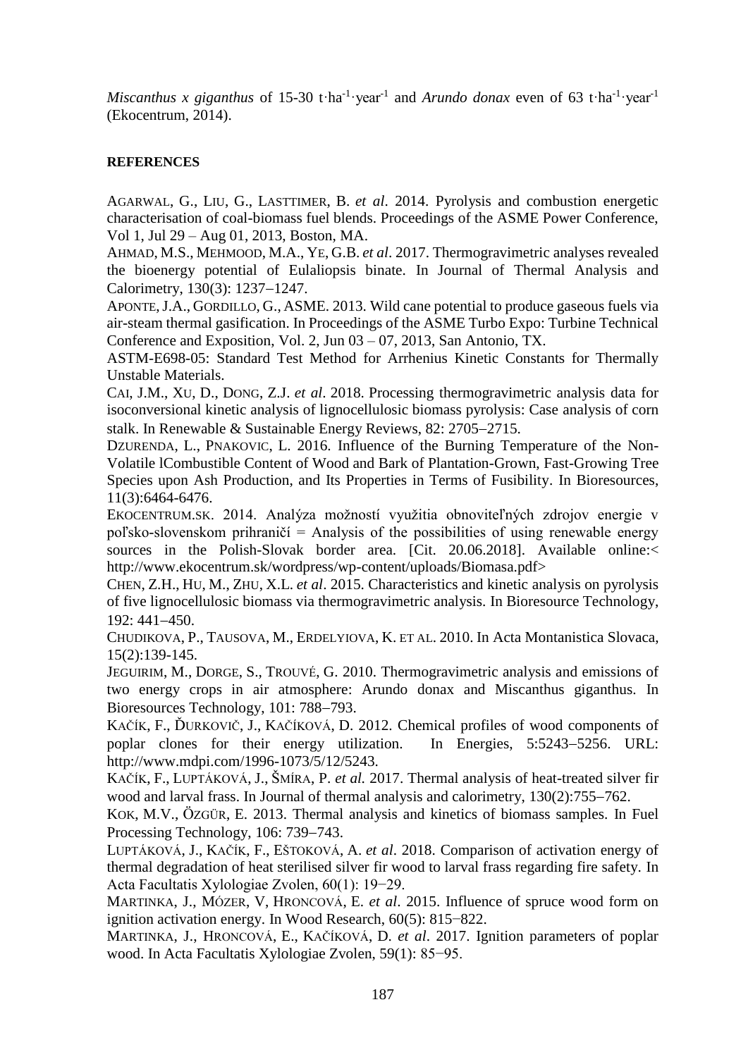*Miscanthus x giganthus* of 15-30 t·ha$^{-1}$·year$^{-1}$ and *Arundo donax* even of 63 t·ha$^{-1}$·year$^{-1}$ (Ekocentrum, 2014).

**REFERENCES**

AGARWAL, G., LIU, G., LASTTIMER, B. *et al*. 2014. Pyrolysis and combustion energetic characterisation of coal-biomass fuel blends. Proceedings of the ASME Power Conference, Vol 1, Jul 29 – Aug 01, 2013, Boston, MA.

AHMAD, M.S., MEHMOOD, M.A., YE, G.B. *et al*. 2017. Thermogravimetric analyses revealed the bioenergy potential of Eulaliopsis binate. In Journal of Thermal Analysis and Calorimetry, 130(3): 1237−1247.

APONTE, J.A., GORDILLO, G., ASME. 2013. Wild cane potential to produce gaseous fuels via air-steam thermal gasification. In Proceedings of the ASME Turbo Expo: Turbine Technical Conference and Exposition, Vol. 2, Jun 03 – 07, 2013, San Antonio, TX.

ASTM-E698-05: Standard Test Method for Arrhenius Kinetic Constants for Thermally Unstable Materials.

CAI, J.M., XU, D., DONG, Z.J. *et al*. 2018. Processing thermogravimetric analysis data for isoconversional kinetic analysis of lignocellulosic biomass pyrolysis: Case analysis of corn stalk. In Renewable & Sustainable Energy Reviews, 82: 2705−2715.

DZURENDA, L., PNAKOVIC, L. 2016. Influence of the Burning Temperature of the Non-Volatile lCombustible Content of Wood and Bark of Plantation-Grown, Fast-Growing Tree Species upon Ash Production, and Its Properties in Terms of Fusibility. In Bioresources, 11(3):6464-6476.

EKOCENTRUM.SK. 2014. Analýza možností využitia obnoviteľných zdrojov energie v poľsko-slovenskom prihraničí = Analysis of the possibilities of using renewable energy sources in the Polish-Slovak border area. [Cit. 20.06.2018]. Available online:< http://www.ekocentrum.sk/wordpress/wp-content/uploads/Biomasa.pdf>

CHEN, Z.H., HU, M., ZHU, X.L. *et al*. 2015. Characteristics and kinetic analysis on pyrolysis of five lignocellulosic biomass via thermogravimetric analysis. In Bioresource Technology, 192: 441−450.

CHUDIKOVA, P., TAUSOVA, M., ERDELYIOVA, K. ET AL. 2010. In Acta Montanistica Slovaca, 15(2):139-145.

JEGUIRIM, M., DORGE, S., TROUVÉ, G. 2010. Thermogravimetric analysis and emissions of two energy crops in air atmosphere: Arundo donax and Miscanthus giganthus. In Bioresources Technology, 101: 788−793.

KAČÍK, F., ĎURKOVIČ, J., KAČÍKOVÁ, D. 2012. Chemical profiles of wood components of poplar clones for their energy utilization. In Energies, 5:5243−5256. URL: http://www.mdpi.com/1996-1073/5/12/5243.

KAČÍK, F., LUPTÁKOVÁ, J., ŠMÍRA, P. *et al.* 2017. Thermal analysis of heat-treated silver fir wood and larval frass. In Journal of thermal analysis and calorimetry, 130(2):755−762.

KOK, M.V., ÖZGÜR, E. 2013. Thermal analysis and kinetics of biomass samples. In Fuel Processing Technology, 106: 739−743.

LUPTÁKOVÁ, J., KAČÍK, F., EŠTOKOVÁ, A. *et al*. 2018. Comparison of activation energy of thermal degradation of heat sterilised silver fir wood to larval frass regarding fire safety. In Acta Facultatis Xylologiae Zvolen, 60(1): 19−29.

MARTINKA, J., MÓZER, V, HRONCOVÁ, E. *et al*. 2015. Influence of spruce wood form on ignition activation energy. In Wood Research, 60(5): 815−822.

MARTINKA, J., HRONCOVÁ, E., KAČÍKOVÁ, D. *et al*. 2017. Ignition parameters of poplar wood. In Acta Facultatis Xylologiae Zvolen, 59(1): 85−95.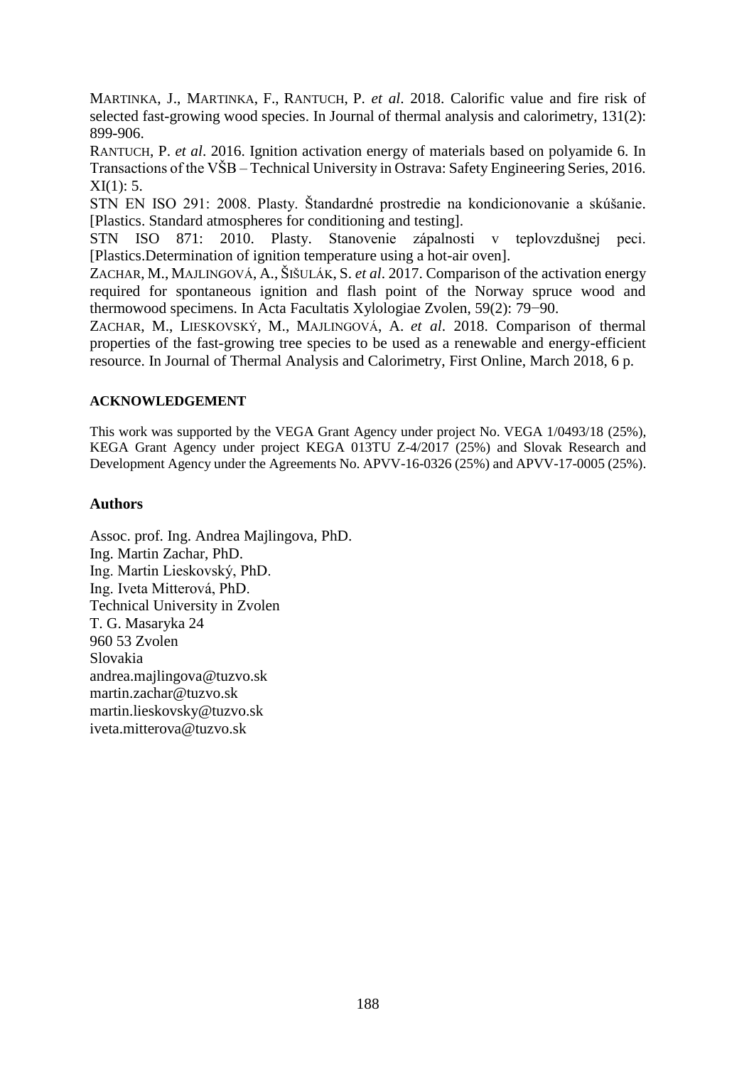MARTINKA, J., MARTINKA, F., RANTUCH, P. *et al*. 2018. Calorific value and fire risk of selected fast-growing wood species. In Journal of thermal analysis and calorimetry, 131(2): 899-906.

RANTUCH, P. *et al*. 2016. Ignition activation energy of materials based on polyamide 6. In Transactions of the VŠB – Technical University in Ostrava: Safety Engineering Series, 2016. XI(1): 5.

STN EN ISO 291: 2008. Plasty. Štandardné prostredie na kondicionovanie a skúšanie. [Plastics. Standard atmospheres for conditioning and testing].

STN ISO 871: 2010. Plasty. Stanovenie zápalnosti v teplovzdušnej peci. [Plastics.Determination of ignition temperature using a hot-air oven].

ZACHAR, M., MAJLINGOVÁ, A., ŠIŠULÁK, S. *et al*. 2017. Comparison of the activation energy required for spontaneous ignition and flash point of the Norway spruce wood and thermowood specimens. In Acta Facultatis Xylologiae Zvolen, 59(2): 79−90.

ZACHAR, M., LIESKOVSKÝ, M., MAJLINGOVÁ, A. *et al*. 2018. Comparison of thermal properties of the fast-growing tree species to be used as a renewable and energy-efficient resource. In Journal of Thermal Analysis and Calorimetry, First Online, March 2018, 6 p.

**ACKNOWLEDGEMENT**

This work was supported by the VEGA Grant Agency under project No. VEGA 1/0493/18 (25%), KEGA Grant Agency under project KEGA 013TU Z-4/2017 (25%) and Slovak Research and Development Agency under the Agreements No. APVV-16-0326 (25%) and APVV-17-0005 (25%).

**Authors**

Assoc. prof. Ing. Andrea Majlingova, PhD.
Ing. Martin Zachar, PhD.
Ing. Martin Lieskovský, PhD.
Ing. Iveta Mitterová, PhD.
Technical University in Zvolen
T. G. Masaryka 24
960 53 Zvolen
Slovakia
andrea.majlingova@tuzvo.sk
martin.zachar@tuzvo.sk
martin.lieskovsky@tuzvo.sk
iveta.mitterova@tuzvo.sk